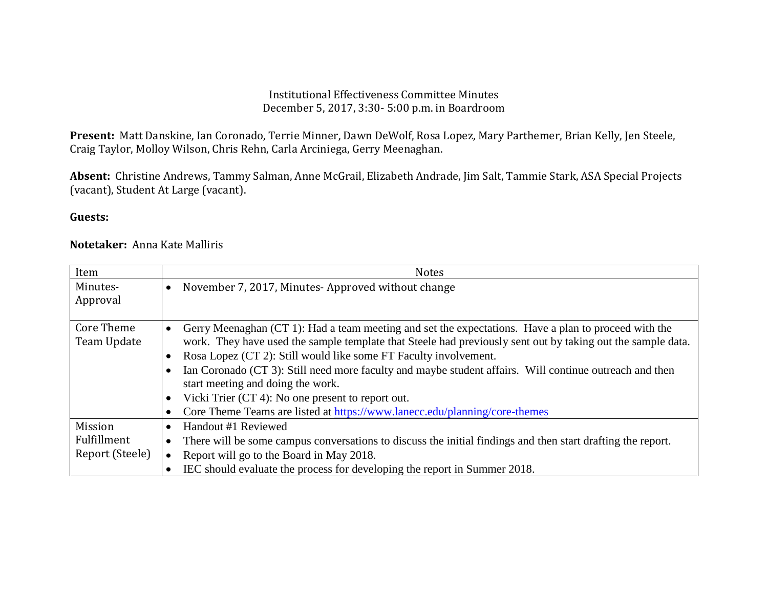# Institutional Effectiveness Committee Minutes

December 5, 2017, 3:30- 5:00 p.m. in Boardroom

**Present:** Matt Danskine, Ian Coronado, Terrie Minner, Dawn DeWolf, Rosa Lopez, Mary Parthemer, Brian Kelly, Jen Steele, Craig Taylor, Molloy Wilson, Chris Rehn, Carla Arciniega, Gerry Meenaghan.

**Absent:** Christine Andrews, Tammy Salman, Anne McGrail, Elizabeth Andrade, Jim Salt, Tammie Stark, ASA Special Projects (vacant), Student At Large (vacant).

**Guests:**

**Notetaker:** Anna Kate Malliris

| Item | Notes |
|---|---|
| Minutes-Approval | • November 7, 2017, Minutes- Approved without change |
| Core Theme Team Update | • Gerry Meenaghan (CT 1): Had a team meeting and set the expectations. Have a plan to proceed with the work. They have used the sample template that Steele had previously sent out by taking out the sample data.<br>• Rosa Lopez (CT 2): Still would like some FT Faculty involvement.<br>• Ian Coronado (CT 3): Still need more faculty and maybe student affairs. Will continue outreach and then start meeting and doing the work.<br>• Vicki Trier (CT 4): No one present to report out.<br>• Core Theme Teams are listed at https://www.lanecc.edu/planning/core-themes |
| Mission Fulfillment Report (Steele) | • Handout #1 Reviewed<br>• There will be some campus conversations to discuss the initial findings and then start drafting the report.<br>• Report will go to the Board in May 2018.<br>• IEC should evaluate the process for developing the report in Summer 2018. |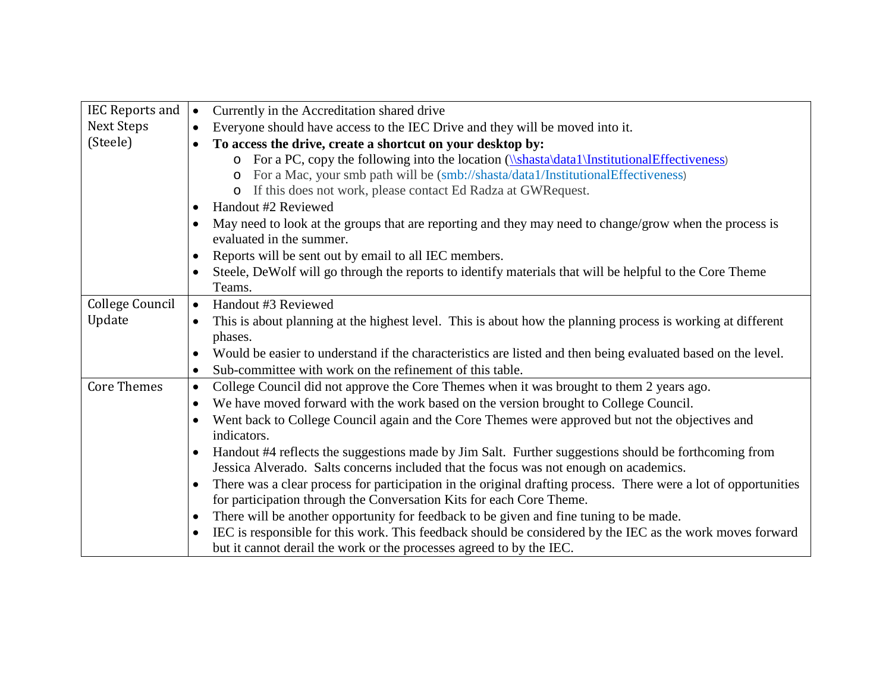| IEC Reports and Next Steps (Steele) | <ul><li>Currently in the Accreditation shared drive</li><li>Everyone should have access to the IEC Drive and they will be moved into it.</li><li>**To access the drive, create a shortcut on your desktop by:**<ul><li>For a PC, copy the following into the location (\\shasta\data1\InstitutionalEffectiveness)</li><li>For a Mac, your smb path will be (smb://shasta/data1/InstitutionalEffectiveness)</li><li>If this does not work, please contact Ed Radza at GWRequest.</li></ul></li><li>Handout #2 Reviewed</li><li>May need to look at the groups that are reporting and they may need to change/grow when the process is evaluated in the summer.</li><li>Reports will be sent out by email to all IEC members.</li><li>Steele, DeWolf will go through the reports to identify materials that will be helpful to the Core Theme Teams.</li></ul> |
|---|---|
| College Council Update | <ul><li>Handout #3 Reviewed</li><li>This is about planning at the highest level. This is about how the planning process is working at different phases.</li><li>Would be easier to understand if the characteristics are listed and then being evaluated based on the level.</li><li>Sub-committee with work on the refinement of this table.</li></ul> |
| Core Themes | <ul><li>College Council did not approve the Core Themes when it was brought to them 2 years ago.</li><li>We have moved forward with the work based on the version brought to College Council.</li><li>Went back to College Council again and the Core Themes were approved but not the objectives and indicators.</li><li>Handout #4 reflects the suggestions made by Jim Salt. Further suggestions should be forthcoming from Jessica Alverado. Salts concerns included that the focus was not enough on academics.</li><li>There was a clear process for participation in the original drafting process. There were a lot of opportunities for participation through the Conversation Kits for each Core Theme.</li><li>There will be another opportunity for feedback to be given and fine tuning to be made.</li><li>IEC is responsible for this work. This feedback should be considered by the IEC as the work moves forward but it cannot derail the work or the processes agreed to by the IEC.</li></ul> |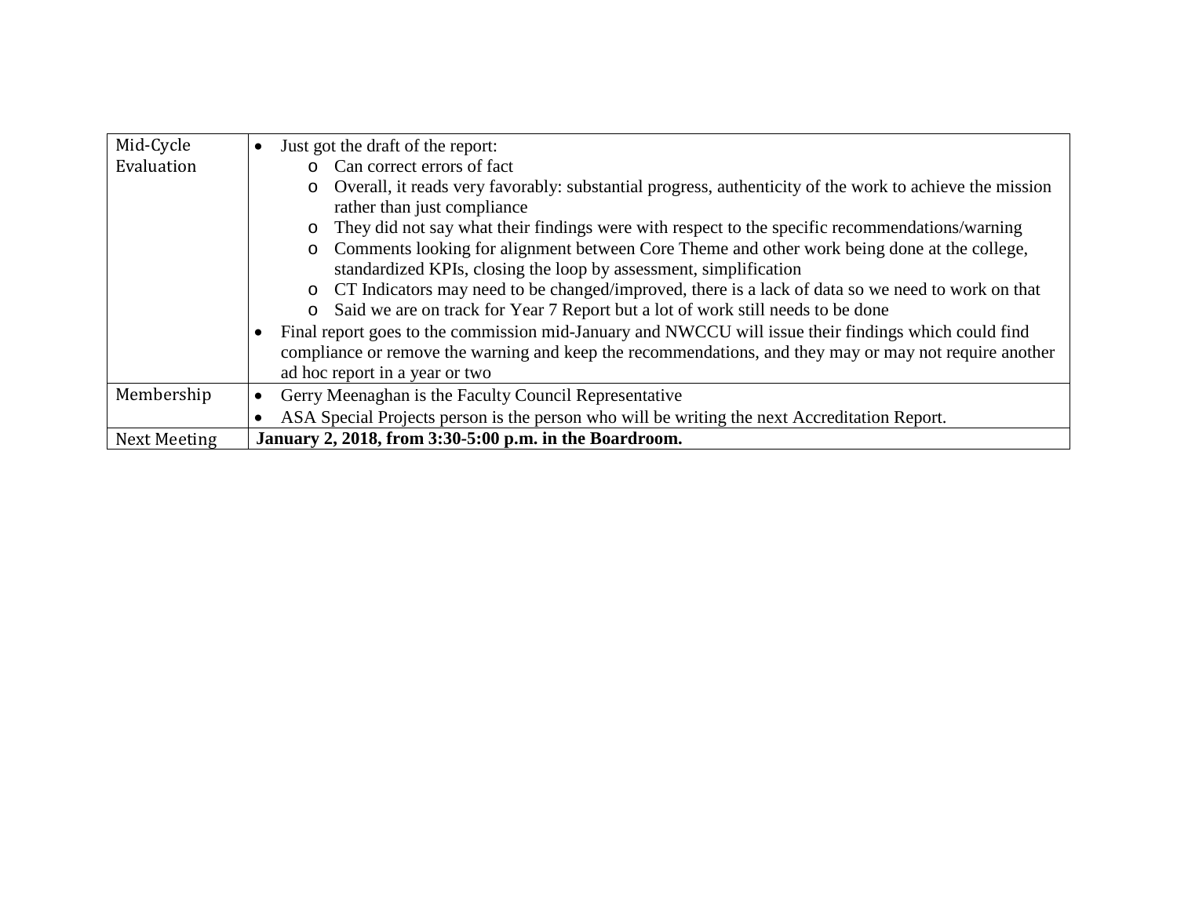| | |
|---|---|
| Mid-Cycle Evaluation | • Just got the draft of the report:<br>  o Can correct errors of fact<br>  o Overall, it reads very favorably: substantial progress, authenticity of the work to achieve the mission rather than just compliance<br>  o They did not say what their findings were with respect to the specific recommendations/warning<br>  o Comments looking for alignment between Core Theme and other work being done at the college, standardized KPIs, closing the loop by assessment, simplification<br>  o CT Indicators may need to be changed/improved, there is a lack of data so we need to work on that<br>  o Said we are on track for Year 7 Report but a lot of work still needs to be done<br>• Final report goes to the commission mid-January and NWCCU will issue their findings which could find compliance or remove the warning and keep the recommendations, and they may or may not require another ad hoc report in a year or two |
| Membership | • Gerry Meenaghan is the Faculty Council Representative<br>• ASA Special Projects person is the person who will be writing the next Accreditation Report. |
| Next Meeting | **January 2, 2018, from 3:30-5:00 p.m. in the Boardroom.** |